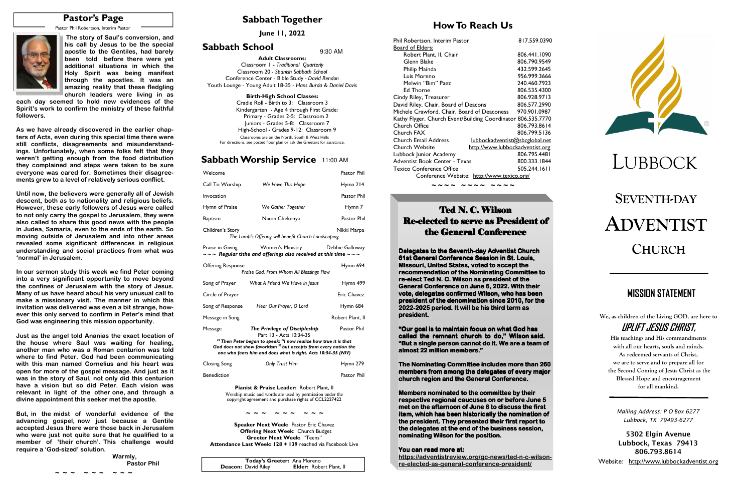## Pastor's Page

Pastor Phil Robertson, Interim Pastor

**The story of Saul's conversion, and his call by Jesus to be the special apostle to the Gentiles, had barely been told before there were yet additional situations in which the Holy Spirit was being manifest through the apostles. It was an amazing reality that these fledgling church leaders were living in as each day seemed to hold new evidences of the Spirit's work to confirm the ministry of these faithful followers.**

**As we have already discovered in the earlier chapters of Acts, even during this special time there were still conflicts, disagreements and misunderstandings. Unfortunately, when some folks felt that they weren't getting enough from the food distribution they complained and steps were taken to be sure everyone was cared for. Sometimes their disagreements grew to a level of relatively serious conflict.**

**Until now, the believers were generally all of Jewish descent, both as to nationality and religious beliefs. However, these early followers of Jesus were called to not only carry the gospel to Jerusalem, they were also called to share this good news with the people in Judea, Samaria, even to the ends of the earth. So moving outside of Jerusalem and into other areas revealed some significant differences in religious understanding and social practices from what was 'normal' in Jerusalem.**

**In our sermon study this week we find Peter coming into a very significant opportunity to move beyond the confines of Jerusalem with the story of Jesus. Many of us have heard about his very unusual call to make a missionary visit. The manner in which this invitation was delivered was even a bit strange, however this only served to confirm in Peter's mind that God was engineering this mission opportunity.**

**Just as the angel told Ananias the exact location of the house where Saul was waiting for healing, another man who was a Roman centurion was told where to find Peter. God had been communicating with this man named Cornelius and his heart was open for more of the gospel message. And just as it was in the story of Saul, not only did this centurion have a vision but so did Peter. Each vision was relevant in light of the other one, and through a divine appointment this seeker met the apostle.**

**But, in the midst of wonderful evidence of the advancing gospel, now just because a Gentile accepted Jesus there were those back in Jerusalem who were just not quite sure that he qualified to a member of 'their church'. This challenge would require a 'God-sized' solution.**

**Warmly,**
**Pastor Phil**

~ ~ ~ ~ ~ ~ ~ ~ ~

## Sabbath Together

**June 11, 2022**

## Sabbath School

9:30 AM

**Adult Classrooms:**

Classroom 1 - *Traditional Quarterly*
Classroom 20 - *Spanish Sabbath School*
Conference Center - Bible Study - *David Rendon*
Youth Lounge - Young Adult 18-35 - *Hans Burda & Daniel Davis*

**Birth-High School Classes:**

Cradle Roll - Birth to 3: Classroom 3
Kindergarten - Age 4 through First Grade:
Primary - Grades 2-5: Classroom 2
Juniors - Grades 5-8: Classroom 7
High-School - Grades 9-12: Classroom 9

Classrooms are on the North, South & West Halls
For directions, see posted floor plan or ask the Greeters for assistance.

## Sabbath Worship Service 11:00 AM

| | | |
|---|---|---|
| Welcome | | Pastor Phil |
| Call To Worship | *We Have This Hope* | Hymn 214 |
| Invocation | | Pastor Phil |
| Hymn of Praise | *We Gather Together* | Hymn 7 |
| Baptism | Nixon Chekenya | Pastor Phil |
| Children's Story | | Nikki Marpa |

*The Lamb's Offering will benefit Church Landscaping*

| | | |
|---|---|---|
| Praise in Giving | Women's Ministry | Debbie Galloway |

*~ ~ ~ Regular tithe and offerings also received at this time ~ ~ ~*

| | | |
|---|---|---|
| Offering Response | | Hymn 694 |

*Praise God, From Whom All Blessings Flow*

| | | |
|---|---|---|
| Song of Prayer | *What A Friend We Have in Jesus* | Hymn 499 |
| Circle of Prayer | | Eric Chavez |
| Song of Response | *Hear Our Prayer, O Lord* | Hymn 684 |
| Message in Song | | Robert Plant, II |
| Message | ***The Privilege of Discipleship*** | Pastor Phil |

Part 13 - Acts 10:34-35

***[34] Then Peter began to speak: "I now realize how true it is that God does not show favoritism [35] but accepts from every nation the one who fears him and does what is right. Acts 10:34-35 (NIV)***

| | | |
|---|---|---|
| Closing Song | *Only Trust Him* | Hymn 279 |
| Benediction | | Pastor Phil |

**Pianist & Praise Leader:** Robert Plant, II

Worship music and words are used by permission under the copyright agreement and purchase rights of CCL2227422

~ ~ ~ ~ ~ ~ ~ ~ ~

**Speaker Next Week:** Pastor Eric Chavez
**Offering Next Week**: Church Budget
**Greeter Next Week:** "Teens"
**Attendance Last Week: 128 + 139** reached via Facebook Live

**Today's Greeter:** Ana Moreno
**Deacon:** David Riley **Elder:** Robert Plant, II

## How To Reach Us

| | |
|---|---|
| Phil Robertson, Interim Pastor | 817.559.0390 |
| Board of Elders: | |
| Robert Plant, II, Chair | 806.441.1090 |
| Glenn Blake | 806.790.9549 |
| Philip Mainda | 432.599.2645 |
| Luis Moreno | 956.999.3666 |
| Melwin "Bim" Paez | 240.460.7923 |
| Ed Thorne | 806.535.4300 |
| Cindy Riley, Treasurer | 806.928.9713 |
| David Riley, Chair, Board of Deacons | 806.577.2990 |
| Michele Crawford, Chair, Board of Deaconess | 970.901.0987 |
| Kathy Flyger, Church Event/Building Coordinator | 806.535.7770 |
| Church Office | 806.793.8614 |
| Church FAX | 806.799.5136 |
| Church Email Address | lubbockadventist@sbcglobal.net |
| Church Website | http://www.lubbockadventist.org |
| Lubbock Junior Academy | 806.795.4481 |
| Adventist Book Center - Texas | 800.333.1844 |
| Texico Conference Office | 505.244.1611 |

Conference Website: http://www.texico.org/

~ ~ ~ ~ ~ ~ ~ ~ ~ ~ ~ ~

## Ted N. C. Wilson Re-elected to serve as President of the General Conference

**Delegates to the Seventh-day Adventist Church 61st General Conference Session in St. Louis, Missouri, United States, voted to accept the recommendation of the Nominating Committee to re-elect Ted N. C. Wilson as president of the General Conference on June 6, 2022. With their vote, delegates confirmed Wilson, who has been president of the denomination since 2010, for the 2022-2025 period. It will be his third term as president.**

**"Our goal is to maintain focus on what God has called the remnant church to do," Wilson said. "But a single person cannot do it. We are a team of almost 22 million members."**

**The Nominating Committee includes more than 260 members from among the delegates of every major church region and the General Conference.**

**Members nominated to the committee by their respective regional caucuses on or before June 5 met on the afternoon of June 6 to discuss the first item, which has been historically the nomination of the president. They presented their first report to the delegates at the end of the business session, nominating Wilson for the position.**

**You can read more at:**
**https://adventistreview.org/gc-news/ted-n-c-wilson-re-elected-as-general-conference-president/**

# LUBBOCK SEVENTH-DAY ADVENTIST CHURCH

## MISSION STATEMENT

We, as children of the Living GOD, are here to

***UPLIFT JESUS CHRIST,***

His teachings and His commandments with all our hearts, souls and minds. As redeemed servants of Christ, we are to serve and to prepare all for the Second Coming of Jesus Christ as the Blessed Hope and encouragement for all mankind.

*Mailing Address: P O Box 6277*
*Lubbock, TX 79493-6277*

**5302 Elgin Avenue**
**Lubbock, Texas 79413**
**806.793.8614**

Website: http://www.lubbockadventist.org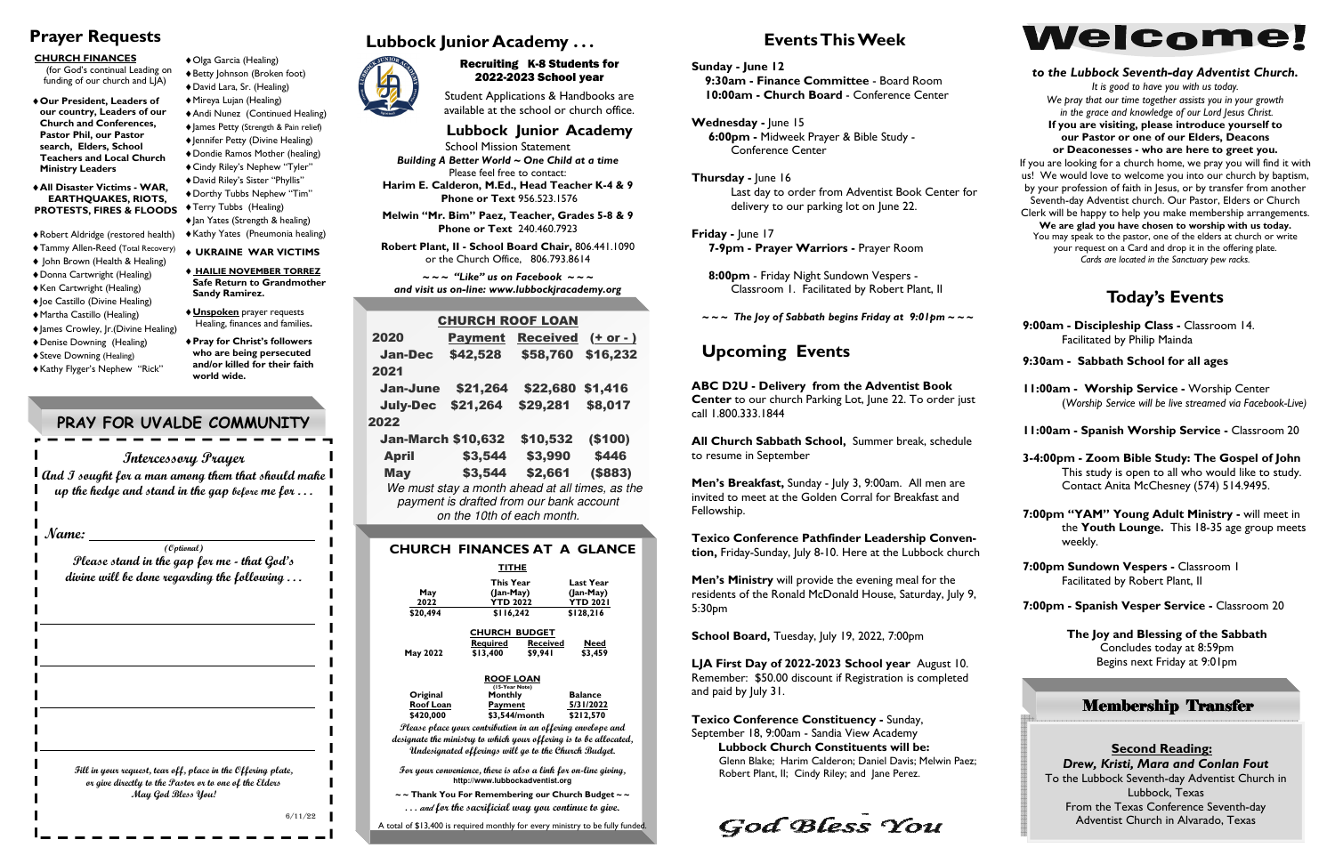# Prayer Requests

**CHURCH FINANCES**
(for God's continual Leading on funding of our church and LJA)

- **Our President, Leaders of our country, Leaders of our Church and Conferences, Pastor Phil, our Pastor search, Elders, School Teachers and Local Church Ministry Leaders**
- **All Disaster Victims - WAR, EARTHQUAKES, RIOTS, PROTESTS, FIRES & FLOODS**
- Robert Aldridge (restored health)
- Tammy Allen-Reed (Total Recovery)
- John Brown (Health & Healing)
- Donna Cartwright (Healing)
- Ken Cartwright (Healing)
- Joe Castillo (Divine Healing)
- Martha Castillo (Healing)
- James Crowley, Jr.(Divine Healing)
- Denise Downing (Healing)
- Steve Downing (Healing)
- Kathy Flyger's Nephew "Rick"
- Olga Garcia (Healing)
- Betty Johnson (Broken foot)
- David Lara, Sr. (Healing)
- Mireya Lujan (Healing)
- Andi Nunez (Continued Healing)
- James Petty (Strength & Pain relief)
- Jennifer Petty (Divine Healing)
- Dondie Ramos Mother (healing)
- Cindy Riley's Nephew "Tyler"
- David Riley's Sister "Phyllis"
- Dorthy Tubbs Nephew "Tim"
- Terry Tubbs (Healing)
- Jan Yates (Strength & healing)
- Kathy Yates (Pneumonia healing)
- **UKRAINE WAR VICTIMS**
- **HAILIE NOVEMBER TORREZ Safe Return to Grandmother Sandy Ramirez.**
- **Unspoken** prayer requests Healing, finances and families.
- **Pray for Christ's followers who are being persecuted and/or killed for their faith world wide.**

## PRAY FOR UVALDE COMMUNITY

***Intercessory Prayer***

***And I sought for a man among them that should make up the hedge and stand in the gap before me for . . .***

**Name:** ______________________
*(Optional)*

***Please stand in the gap for me - that God's divine will be done regarding the following . . .***

______________________

______________________

______________________

______________________

*Fill in your request, tear off, place in the Offering plate, or give directly to the Pastor or to one of the Elders May God Bless You!*

6/11/22

# Lubbock Junior Academy . . .

**Recruiting K-8 Students for 2022-2023 School year**

Student Applications & Handbooks are available at the school or church office.

## Lubbock Junior Academy

School Mission Statement
***Building A Better World ~ One Child at a time***
Please feel free to contact:
**Harim E. Calderon, M.Ed., Head Teacher K-4 & 9**
**Phone or Text** 956.523.1576

**Melwin "Mr. Bim" Paez, Teacher, Grades 5-8 & 9**
**Phone or Text** 240.460.7923

**Robert Plant, II - School Board Chair,** 806.441.1090 or the Church Office, 806.793.8614

*~ ~ ~ "Like" us on Facebook ~ ~ ~*
*and visit us on-line: www.lubbockjracademy.org*

## CHURCH ROOF LOAN

| | Payment | Received | (+ or - ) |
|---|---|---|---|
| **2020** | | | |
| Jan-Dec | $42,528 | $58,760 | $16,232 |
| **2021** | | | |
| Jan-June | $21,264 | $22,680 | $1,416 |
| July-Dec | $21,264 | $29,281 | $8,017 |
| **2022** | | | |
| Jan-March | $10,632 | $10,532 | ($100) |
| April | $3,544 | $3,990 | $446 |
| May | $3,544 | $2,661 | ($883) |

*We must stay a month ahead at all times, as the payment is drafted from our bank account on the 10th of each month.*

## CHURCH FINANCES AT A GLANCE

**TITHE**

| May 2022 | This Year (Jan-May) YTD 2022 | Last Year (Jan-May) YTD 2021 |
|---|---|---|
| $20,494 | $116,242 | $128,216 |

**CHURCH BUDGET**

| | Required | Received | Need |
|---|---|---|---|
| May 2022 | $13,400 | $9,941 | $3,459 |

**ROOF LOAN** (15-Year Note)

| Original Roof Loan | Monthly Payment | Balance 5/31/2022 |
|---|---|---|
| $420,000 | $3,544/month | $212,570 |

*Please place your contribution in an offering envelope and designate the ministry to which your offering is to be allocated, Undesignated offerings will go to the Church Budget.*

*For your convenience, there is also a link for on-line giving,* **http://www.lubbockadventist.org**

**~ ~ Thank You For Remembering our Church Budget ~ ~**
***. . . and for the sacrificial way you continue to give.***

A total of $13,400 is required monthly for every ministry to be fully funded.

# Events This Week

**Sunday - June 12**
**9:30am - Finance Committee** - Board Room
**10:00am - Church Board** - Conference Center

**Wednesday -** June 15
**6:00pm -** Midweek Prayer & Bible Study - Conference Center

**Thursday -** June 16
Last day to order from Adventist Book Center for delivery to our parking lot on June 22.

**Friday -** June 17
**7-9pm - Prayer Warriors -** Prayer Room

**8:00pm** - Friday Night Sundown Vespers - Classroom 1. Facilitated by Robert Plant, II

***~ ~ ~ The Joy of Sabbath begins Friday at 9:01pm ~ ~ ~***

# Upcoming Events

**ABC D2U - Delivery from the Adventist Book Center** to our church Parking Lot, June 22. To order just call 1.800.333.1844

**All Church Sabbath School,** Summer break, schedule to resume in September

**Men's Breakfast,** Sunday - July 3, 9:00am. All men are invited to meet at the Golden Corral for Breakfast and Fellowship.

**Texico Conference Pathfinder Leadership Convention,** Friday-Sunday, July 8-10. Here at the Lubbock church

**Men's Ministry** will provide the evening meal for the residents of the Ronald McDonald House, Saturday, July 9, 5:30pm

**School Board,** Tuesday, July 19, 2022, 7:00pm

**LJA First Day of 2022-2023 School year** August 10. Remember: $50.00 discount if Registration is completed and paid by July 31.

**Texico Conference Constituency -** Sunday, September 18, 9:00am - Sandia View Academy
**Lubbock Church Constituents will be:**
Glenn Blake; Harim Calderon; Daniel Davis; Melwin Paez; Robert Plant, II; Cindy Riley; and Jane Perez.

*God Bless You*

# Welcome!

***to the Lubbock Seventh-day Adventist Church.***

*It is good to have you with us today. We pray that our time together assists you in your growth in the grace and knowledge of our Lord Jesus Christ.*

**If you are visiting, please introduce yourself to our Pastor or one of our Elders, Deacons or Deaconesses - who are here to greet you.**

If you are looking for a church home, we pray you will find it with us! We would love to welcome you into our church by baptism, by your profession of faith in Jesus, or by transfer from another Seventh-day Adventist church. Our Pastor, Elders or Church Clerk will be happy to help you make membership arrangements.

**We are glad you have chosen to worship with us today.**
You may speak to the pastor, one of the elders at church or write your request on a Card and drop it in the offering plate. *Cards are located in the Sanctuary pew racks.*

# Today's Events

**9:00am - Discipleship Class -** Classroom 14. Facilitated by Philip Mainda

**9:30am - Sabbath School for all ages**

**11:00am - Worship Service -** Worship Center (*Worship Service will be live streamed via Facebook-Live)*

**11:00am - Spanish Worship Service -** Classroom 20

**3-4:00pm - Zoom Bible Study: The Gospel of John** This study is open to all who would like to study. Contact Anita McChesney (574) 514.9495.

**7:00pm "YAM" Young Adult Ministry -** will meet in the **Youth Lounge.** This 18-35 age group meets weekly.

**7:00pm Sundown Vespers -** Classroom 1 Facilitated by Robert Plant, II

**7:00pm - Spanish Vesper Service -** Classroom 20

**The Joy and Blessing of the Sabbath**
Concludes today at 8:59pm
Begins next Friday at 9:01pm

## Membership Transfer

**Second Reading:**
***Drew, Kristi, Mara and Conlan Fout***
To the Lubbock Seventh-day Adventist Church in Lubbock, Texas
From the Texas Conference Seventh-day Adventist Church in Alvarado, Texas